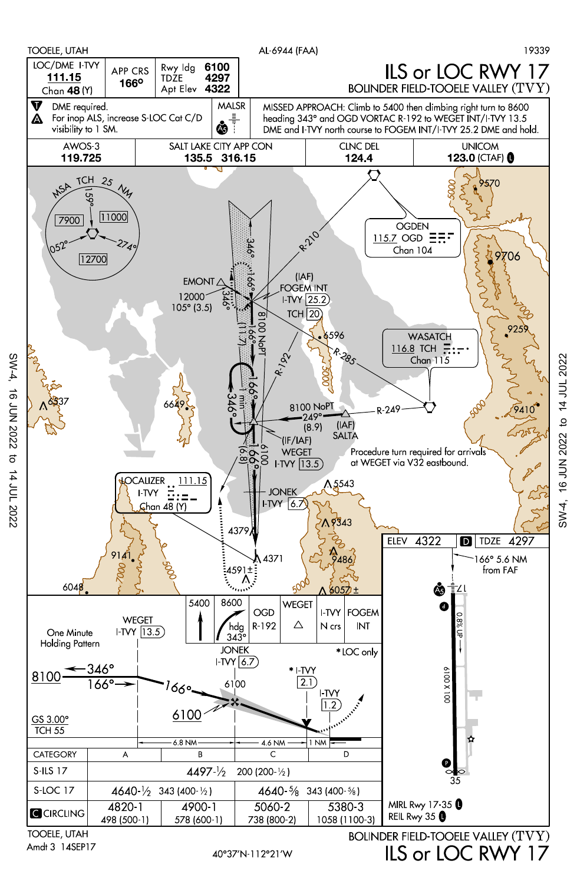TOOELE, UTAH — AL-6944 (FAA) — 19339

# ILS or LOC RWY 17

## BOLINDER FIELD-TOOELE VALLEY (TVY)

| LOC/DME I-TVY | APP CRS | Rwy ldg | 6100 |
|---|---|---|---|
| **111.15** | **166°** | TDZE | 4297 |
| Chan **48** (Y) | | Apt Elev | **4322** |

DME required.

For inop ALS, increase S-LOC Cat C/D visibility to 1 SM.

MALSR

MISSED APPROACH: Climb to 5400 then climbing right turn to 8600 heading 343° and OGD VORTAC R-192 to WEGET INT/I-TVY 13.5 DME and I-TVY north course to FOGEM INT/I-TVY 25.2 DME and hold.

| AWOS-3 | SALT LAKE CITY APP CON | CLNC DEL | UNICOM |
|---|---|---|---|
| **119.725** | **135.5 316.15** | **124.4** | **123.0** (CTAF) |

MSA TCH 25 NM: 7900, 11000, 12700 (sectors 052°, 159°, 274°)

OGDEN 115.7 OGD Chan 104

WASATCH 116.8 TCH Chan 115

LOCALIZER 111.15 I-TVY Chan 48 (Y)

EMONT — 12000 105° (3.5)

(IAF) FOGEM INT I-TVY 25.2

TCH 20

(IF/IAF) WEGET I-TVY 13.5

(IAF) SALTA — 8100 NoPT 249° (8.9)

JONEK I-TVY 6.7

8100 NoPT

Procedure turn required for arrivals at WEGET via V32 eastbound.

ELEV 4322 — TDZE 4297

166° 5.6 NM from FAF

6100 X 100

0.8% UP

MIRL Rwy 17-35

REIL Rwy 35

One Minute Holding Pattern

Profile: WEGET I-TVY 13.5 — 8100 — 346° / 166° — JONEK I-TVY 6.7 — 6100 — *I-TVY 2.1 — I-TVY 1.2 — GS 3.00° TCH 55 — 6.8 NM — 4.6 NM — 1 NM

*LOC only

Missed approach icons: 5400 — 8600 hdg 343° — OGD R-192 — WEGET — I-TVY N crs — FOGEM INT

| CATEGORY | A | B | C | D |
|---|---|---|---|---|
| S-ILS 17 | 4497-½ 200 (200-½) | | | |
| S-LOC 17 | 4640-½ 343 (400-½) | | 4640-⅝ 343 (400-⅝) | |
| CIRCLING | 4820-1 498 (500-1) | 4900-1 578 (600-1) | 5060-2 738 (800-2) | 5380-3 1058 (1100-3) |

TOOELE, UTAH

Amdt 3 14SEP17

40°37′N-112°21′W

BOLINDER FIELD-TOOELE VALLEY (TVY)

ILS or LOC RWY 17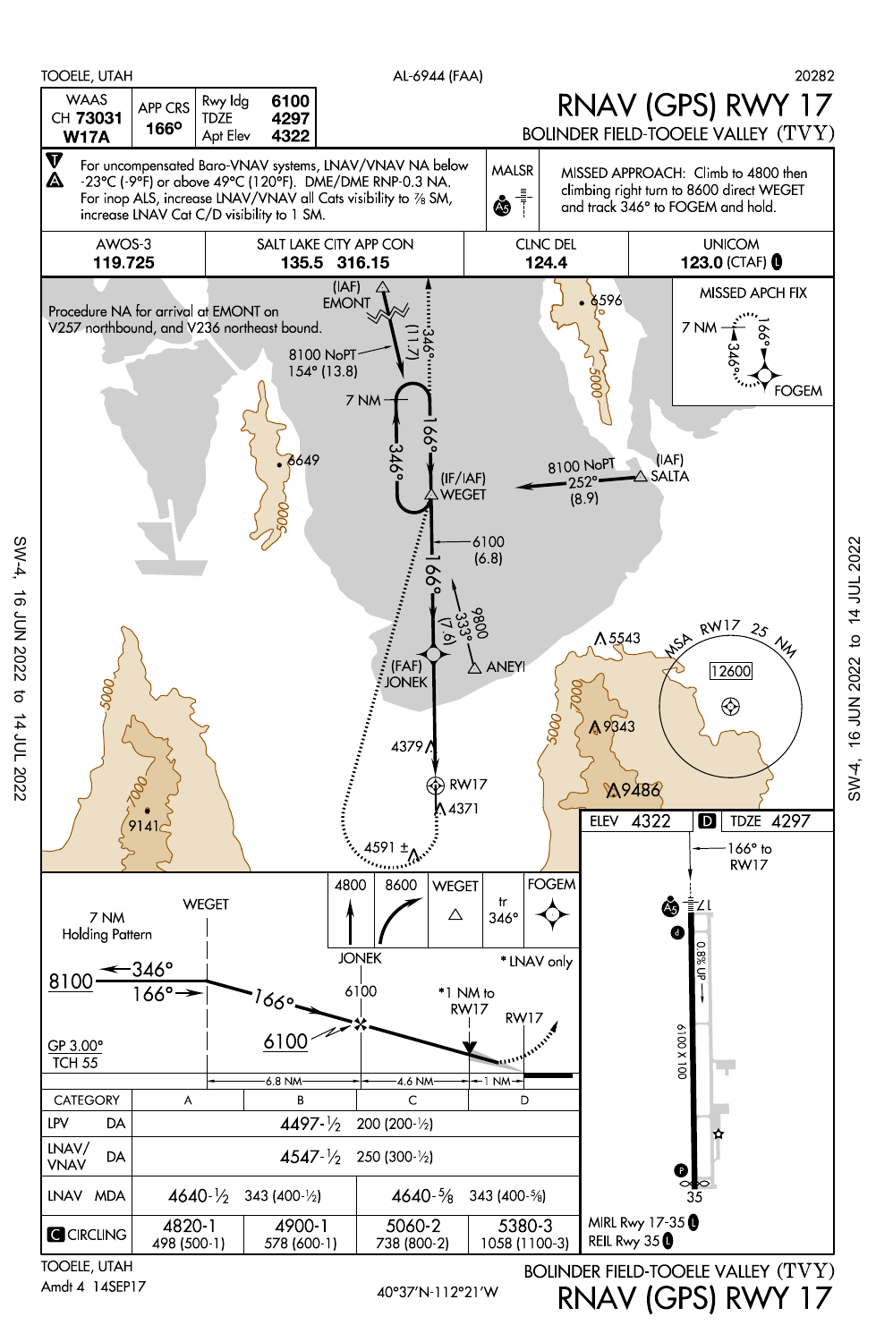TOOELE, UTAH

AL-6944 (FAA)

20282

# RNAV (GPS) RWY 17

## BOLINDER FIELD-TOOELE VALLEY (TVY)

| WAAS CH 73031 W17A | APP CRS 166° | Rwy ldg 6100 TDZE 4297 Apt Elev 4322 |
|---|---|---|

For uncompensated Baro-VNAV systems, LNAV/VNAV NA below -23°C (-9°F) or above 49°C (120°F). DME/DME RNP-0.3 NA. For inop ALS, increase LNAV/VNAV all Cats visibility to 7/8 SM, increase LNAV Cat C/D visibility to 1 SM.

MALSR

MISSED APPROACH: Climb to 4800 then climbing right turn to 8600 direct WEGET and track 346° to FOGEM and hold.

| AWOS-3 | SALT LAKE CITY APP CON | CLNC DEL | UNICOM |
|---|---|---|---|
| 119.725 | 135.5 316.15 | 124.4 | 123.0 (CTAF) |

Procedure NA for arrival at EMONT on V257 northbound, and V236 northeast bound.

(IAF) EMONT

8100 NoPT 154° (13.8)

(11.7) 346°

7 NM

166°

346°

(IF/IAF) WEGET

8100 NoPT 252° (8.9)

(IAF) SALTA

6100 (6.8)

166°

9800 333° (7.6)

(FAF) JONEK

ANEYI

4379

RW17

4371

4591 ±

6596

6649

5000

5543

MSA RW17 25 NM

12600

9343

9486

7000

9141

MISSED APCH FIX

7 NM

346°

166°

FOGEM

ELEV 4322

TDZE 4297

166° to RW17

0.8% UP

6100 X 100

35

MIRL Rwy 17-35

REIL Rwy 35

7 NM Holding Pattern

WEGET

8100

346°

166°

GP 3.00° TCH 55

4800

8600

WEGET

tr 346°

FOGEM

JONEK

6100

6100

* LNAV only

*1 NM to RW17

RW17

6.8 NM

4.6 NM

1 NM

| CATEGORY | A | B | C | D |
|---|---|---|---|---|
| LPV DA | 4497-½ 200 (200-½) | | | |
| LNAV/VNAV DA | 4547-½ 250 (300-½) | | | |
| LNAV MDA | 4640-½ 343 (400-½) | | 4640-⅝ 343 (400-⅝) | |
| CIRCLING | 4820-1 498 (500-1) | 4900-1 578 (600-1) | 5060-2 738 (800-2) | 5380-3 1058 (1100-3) |

TOOELE, UTAH

Amdt 4 14SEP17

40°37'N-112°21'W

BOLINDER FIELD-TOOELE VALLEY (TVY)

RNAV (GPS) RWY 17